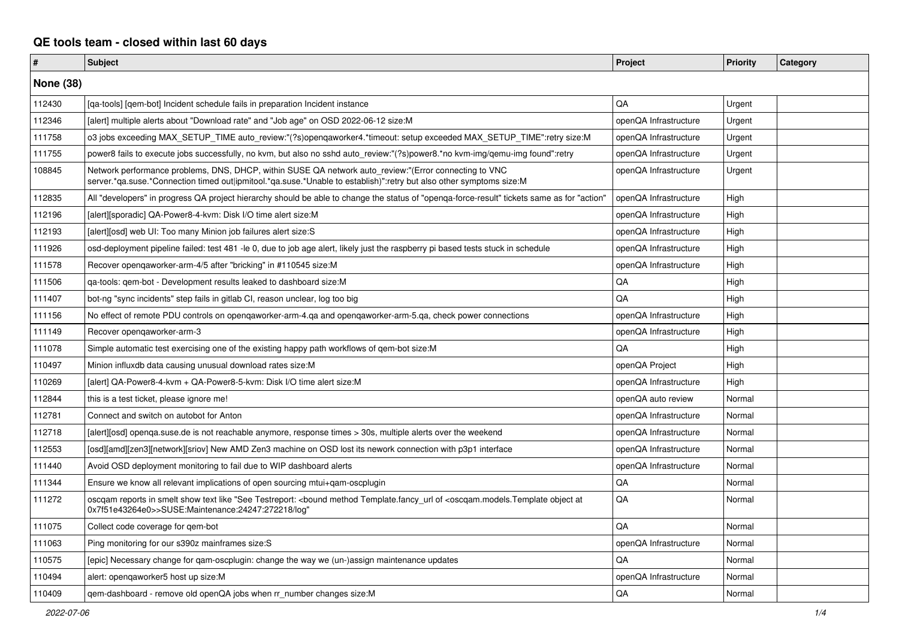# QE tools team - closed within last 60 days

| # | Subject | Project | Priority | Category |
|---|---|---|---|---|
| **None (38)** | | | | |
| 112430 | [qa-tools] [qem-bot] Incident schedule fails in preparation Incident instance | QA | Urgent | |
| 112346 | [alert] multiple alerts about "Download rate" and "Job age" on OSD 2022-06-12 size:M | openQA Infrastructure | Urgent | |
| 111758 | o3 jobs exceeding MAX_SETUP_TIME auto_review:"(?s)openqaworker4.*timeout: setup exceeded MAX_SETUP_TIME":retry size:M | openQA Infrastructure | Urgent | |
| 111755 | power8 fails to execute jobs successfully, no kvm, but also no sshd auto_review:"(?s)power8.*no kvm-img/qemu-img found":retry | openQA Infrastructure | Urgent | |
| 108845 | Network performance problems, DNS, DHCP, within SUSE QA network auto_review:"(Error connecting to VNC server.*qa.suse.*Connection timed out\|ipmitool.*qa.suse.*Unable to establish)":retry but also other symptoms size:M | openQA Infrastructure | Urgent | |
| 112835 | All "developers" in progress QA project hierarchy should be able to change the status of "openqa-force-result" tickets same as for "action" | openQA Infrastructure | High | |
| 112196 | [alert][sporadic] QA-Power8-4-kvm: Disk I/O time alert size:M | openQA Infrastructure | High | |
| 112193 | [alert][osd] web UI: Too many Minion job failures alert size:S | openQA Infrastructure | High | |
| 111926 | osd-deployment pipeline failed: test 481 -le 0, due to job age alert, likely just the raspberry pi based tests stuck in schedule | openQA Infrastructure | High | |
| 111578 | Recover openqaworker-arm-4/5 after "bricking" in #110545 size:M | openQA Infrastructure | High | |
| 111506 | qa-tools: qem-bot - Development results leaked to dashboard size:M | QA | High | |
| 111407 | bot-ng "sync incidents" step fails in gitlab CI, reason unclear, log too big | QA | High | |
| 111156 | No effect of remote PDU controls on openqaworker-arm-4.qa and openqaworker-arm-5.qa, check power connections | openQA Infrastructure | High | |
| 111149 | Recover openqaworker-arm-3 | openQA Infrastructure | High | |
| 111078 | Simple automatic test exercising one of the existing happy path workflows of qem-bot size:M | QA | High | |
| 110497 | Minion influxdb data causing unusual download rates size:M | openQA Project | High | |
| 110269 | [alert] QA-Power8-4-kvm + QA-Power8-5-kvm: Disk I/O time alert size:M | openQA Infrastructure | High | |
| 112844 | this is a test ticket, please ignore me! | openQA auto review | Normal | |
| 112781 | Connect and switch on autobot for Anton | openQA Infrastructure | Normal | |
| 112718 | [alert][osd] openqa.suse.de is not reachable anymore, response times > 30s, multiple alerts over the weekend | openQA Infrastructure | Normal | |
| 112553 | [osd][amd][zen3][network][sriov] New AMD Zen3 machine on OSD lost its nework connection with p3p1 interface | openQA Infrastructure | Normal | |
| 111440 | Avoid OSD deployment monitoring to fail due to WIP dashboard alerts | openQA Infrastructure | Normal | |
| 111344 | Ensure we know all relevant implications of open sourcing mtui+qam-oscplugin | QA | Normal | |
| 111272 | oscqam reports in smelt show text like "See Testreport: <bound method Template.fancy_url of <oscqam.models.Template object at 0x7f51e43264e0>>SUSE:Maintenance:24247:272218/log" | QA | Normal | |
| 111075 | Collect code coverage for qem-bot | QA | Normal | |
| 111063 | Ping monitoring for our s390z mainframes size:S | openQA Infrastructure | Normal | |
| 110575 | [epic] Necessary change for qam-oscplugin: change the way we (un-)assign maintenance updates | QA | Normal | |
| 110494 | alert: openqaworker5 host up size:M | openQA Infrastructure | Normal | |
| 110409 | qem-dashboard - remove old openQA jobs when rr_number changes size:M | QA | Normal | |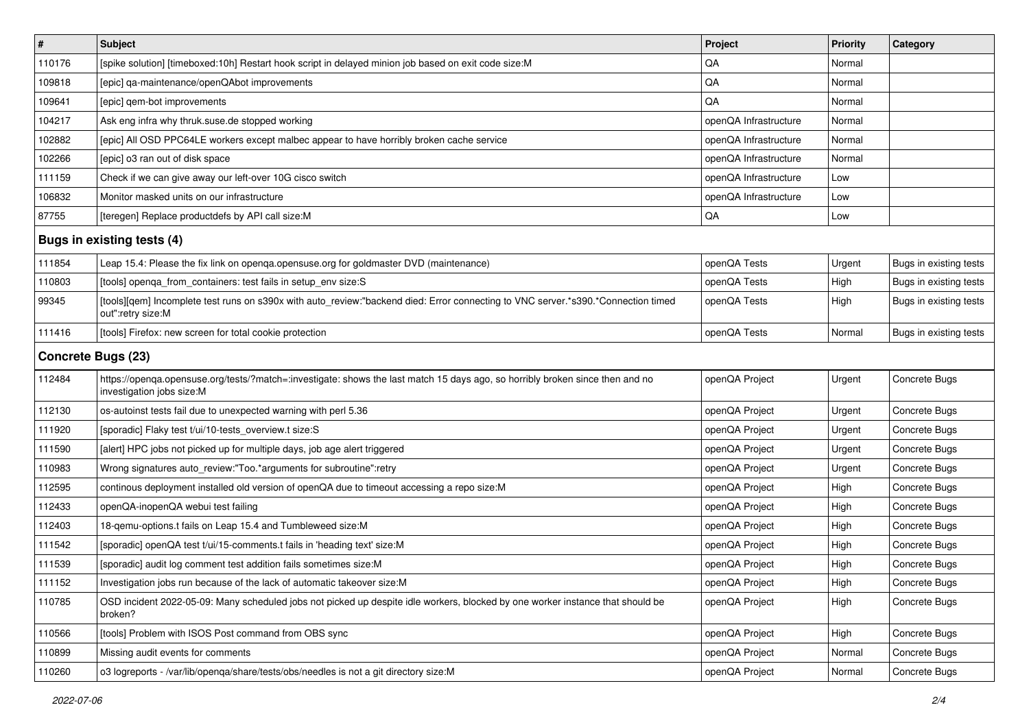| # | Subject | Project | Priority | Category |
|---|---|---|---|---|
| 110176 | [spike solution] [timeboxed:10h] Restart hook script in delayed minion job based on exit code size:M | QA | Normal | |
| 109818 | [epic] qa-maintenance/openQAbot improvements | QA | Normal | |
| 109641 | [epic] qem-bot improvements | QA | Normal | |
| 104217 | Ask eng infra why thruk.suse.de stopped working | openQA Infrastructure | Normal | |
| 102882 | [epic] All OSD PPC64LE workers except malbec appear to have horribly broken cache service | openQA Infrastructure | Normal | |
| 102266 | [epic] o3 ran out of disk space | openQA Infrastructure | Normal | |
| 111159 | Check if we can give away our left-over 10G cisco switch | openQA Infrastructure | Low | |
| 106832 | Monitor masked units on our infrastructure | openQA Infrastructure | Low | |
| 87755 | [teregen] Replace productdefs by API call size:M | QA | Low | |
| **Bugs in existing tests (4)** | | | | |
| 111854 | Leap 15.4: Please the fix link on openqa.opensuse.org for goldmaster DVD (maintenance) | openQA Tests | Urgent | Bugs in existing tests |
| 110803 | [tools] openqa_from_containers: test fails in setup_env size:S | openQA Tests | High | Bugs in existing tests |
| 99345 | [tools][qem] Incomplete test runs on s390x with auto_review:"backend died: Error connecting to VNC server.*s390.*Connection timed out":retry size:M | openQA Tests | High | Bugs in existing tests |
| 111416 | [tools] Firefox: new screen for total cookie protection | openQA Tests | Normal | Bugs in existing tests |
| **Concrete Bugs (23)** | | | | |
| 112484 | https://openqa.opensuse.org/tests/?match=:investigate: shows the last match 15 days ago, so horribly broken since then and no investigation jobs size:M | openQA Project | Urgent | Concrete Bugs |
| 112130 | os-autoinst tests fail due to unexpected warning with perl 5.36 | openQA Project | Urgent | Concrete Bugs |
| 111920 | [sporadic] Flaky test t/ui/10-tests_overview.t size:S | openQA Project | Urgent | Concrete Bugs |
| 111590 | [alert] HPC jobs not picked up for multiple days, job age alert triggered | openQA Project | Urgent | Concrete Bugs |
| 110983 | Wrong signatures auto_review:"Too.*arguments for subroutine":retry | openQA Project | Urgent | Concrete Bugs |
| 112595 | continous deployment installed old version of openQA due to timeout accessing a repo size:M | openQA Project | High | Concrete Bugs |
| 112433 | openQA-inopenQA webui test failing | openQA Project | High | Concrete Bugs |
| 112403 | 18-qemu-options.t fails on Leap 15.4 and Tumbleweed size:M | openQA Project | High | Concrete Bugs |
| 111542 | [sporadic] openQA test t/ui/15-comments.t fails in 'heading text' size:M | openQA Project | High | Concrete Bugs |
| 111539 | [sporadic] audit log comment test addition fails sometimes size:M | openQA Project | High | Concrete Bugs |
| 111152 | Investigation jobs run because of the lack of automatic takeover size:M | openQA Project | High | Concrete Bugs |
| 110785 | OSD incident 2022-05-09: Many scheduled jobs not picked up despite idle workers, blocked by one worker instance that should be broken? | openQA Project | High | Concrete Bugs |
| 110566 | [tools] Problem with ISOS Post command from OBS sync | openQA Project | High | Concrete Bugs |
| 110899 | Missing audit events for comments | openQA Project | Normal | Concrete Bugs |
| 110260 | o3 logreports - /var/lib/openqa/share/tests/obs/needles is not a git directory size:M | openQA Project | Normal | Concrete Bugs |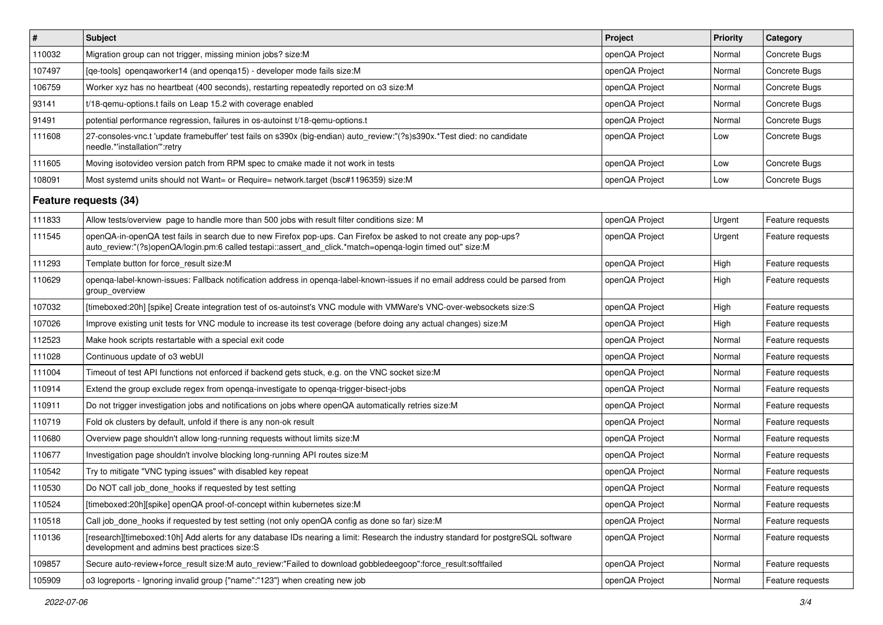| # | Subject | Project | Priority | Category |
|---|---|---|---|---|
| 110032 | Migration group can not trigger, missing minion jobs? size:M | openQA Project | Normal | Concrete Bugs |
| 107497 | [qe-tools] openqaworker14 (and openqa15) - developer mode fails size:M | openQA Project | Normal | Concrete Bugs |
| 106759 | Worker xyz has no heartbeat (400 seconds), restarting repeatedly reported on o3 size:M | openQA Project | Normal | Concrete Bugs |
| 93141 | t/18-qemu-options.t fails on Leap 15.2 with coverage enabled | openQA Project | Normal | Concrete Bugs |
| 91491 | potential performance regression, failures in os-autoinst t/18-qemu-options.t | openQA Project | Normal | Concrete Bugs |
| 111608 | 27-consoles-vnc.t 'update framebuffer' test fails on s390x (big-endian) auto_review:"(?s)s390x.*Test died: no candidate needle.*'installation'":retry | openQA Project | Low | Concrete Bugs |
| 111605 | Moving isotovideo version patch from RPM spec to cmake made it not work in tests | openQA Project | Low | Concrete Bugs |
| 108091 | Most systemd units should not Want= or Require= network.target (bsc#1196359) size:M | openQA Project | Low | Concrete Bugs |
| **Feature requests (34)** | | | | |
| 111833 | Allow tests/overview page to handle more than 500 jobs with result filter conditions size: M | openQA Project | Urgent | Feature requests |
| 111545 | openQA-in-openQA test fails in search due to new Firefox pop-ups. Can Firefox be asked to not create any pop-ups? auto_review:"(?s)openQA/login.pm:6 called testapi::assert_and_click.*match=openqa-login timed out" size:M | openQA Project | Urgent | Feature requests |
| 111293 | Template button for force_result size:M | openQA Project | High | Feature requests |
| 110629 | openqa-label-known-issues: Fallback notification address in openqa-label-known-issues if no email address could be parsed from group_overview | openQA Project | High | Feature requests |
| 107032 | [timeboxed:20h] [spike] Create integration test of os-autoinst's VNC module with VMWare's VNC-over-websockets size:S | openQA Project | High | Feature requests |
| 107026 | Improve existing unit tests for VNC module to increase its test coverage (before doing any actual changes) size:M | openQA Project | High | Feature requests |
| 112523 | Make hook scripts restartable with a special exit code | openQA Project | Normal | Feature requests |
| 111028 | Continuous update of o3 webUI | openQA Project | Normal | Feature requests |
| 111004 | Timeout of test API functions not enforced if backend gets stuck, e.g. on the VNC socket size:M | openQA Project | Normal | Feature requests |
| 110914 | Extend the group exclude regex from openqa-investigate to openqa-trigger-bisect-jobs | openQA Project | Normal | Feature requests |
| 110911 | Do not trigger investigation jobs and notifications on jobs where openQA automatically retries size:M | openQA Project | Normal | Feature requests |
| 110719 | Fold ok clusters by default, unfold if there is any non-ok result | openQA Project | Normal | Feature requests |
| 110680 | Overview page shouldn't allow long-running requests without limits size:M | openQA Project | Normal | Feature requests |
| 110677 | Investigation page shouldn't involve blocking long-running API routes size:M | openQA Project | Normal | Feature requests |
| 110542 | Try to mitigate "VNC typing issues" with disabled key repeat | openQA Project | Normal | Feature requests |
| 110530 | Do NOT call job_done_hooks if requested by test setting | openQA Project | Normal | Feature requests |
| 110524 | [timeboxed:20h][spike] openQA proof-of-concept within kubernetes size:M | openQA Project | Normal | Feature requests |
| 110518 | Call job_done_hooks if requested by test setting (not only openQA config as done so far) size:M | openQA Project | Normal | Feature requests |
| 110136 | [research][timeboxed:10h] Add alerts for any database IDs nearing a limit: Research the industry standard for postgreSQL software development and admins best practices size:S | openQA Project | Normal | Feature requests |
| 109857 | Secure auto-review+force_result size:M auto_review:"Failed to download gobbledeegoop":force_result:softfailed | openQA Project | Normal | Feature requests |
| 105909 | o3 logreports - Ignoring invalid group {"name":"123"} when creating new job | openQA Project | Normal | Feature requests |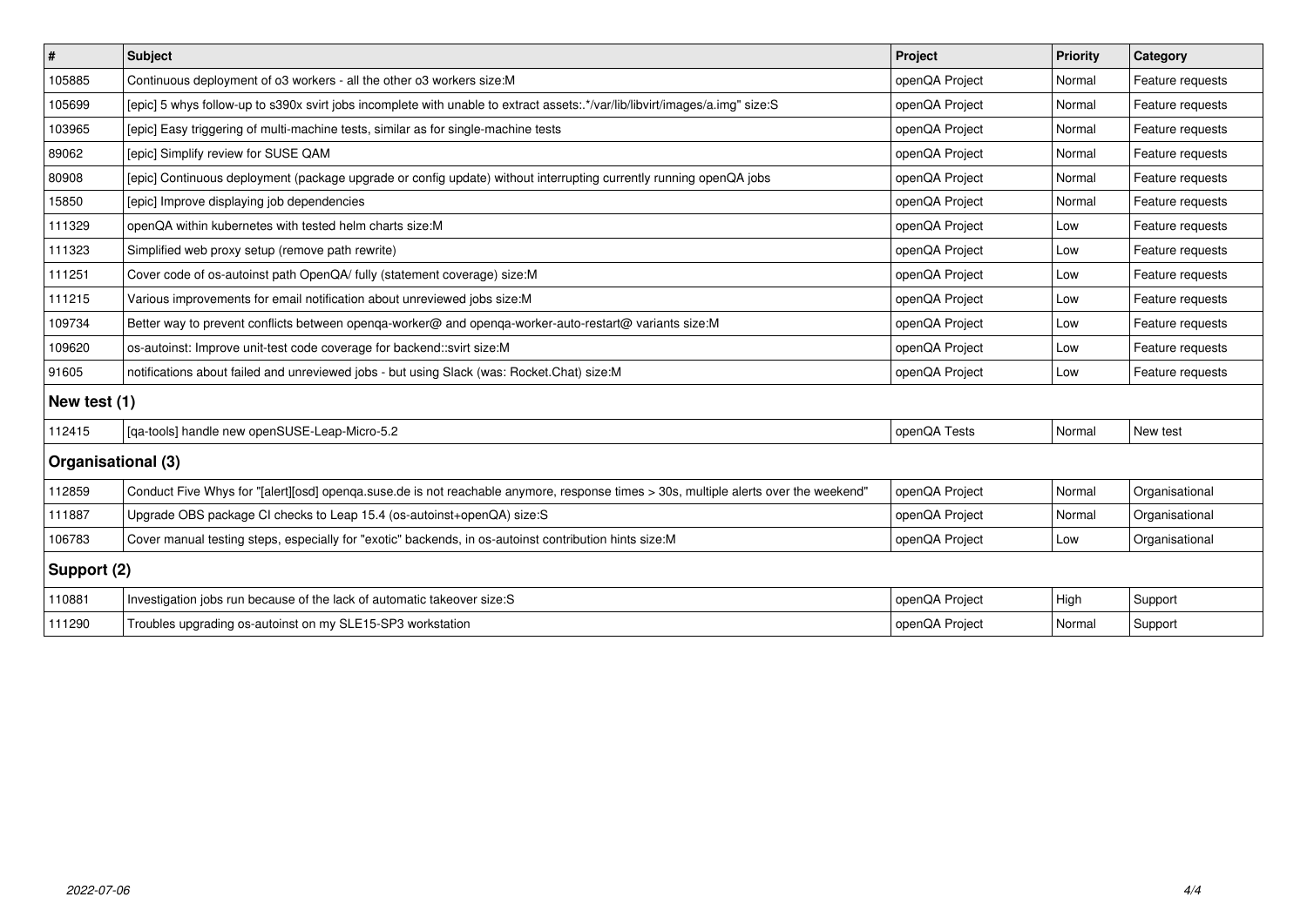| # | Subject | Project | Priority | Category |
|---|---|---|---|---|
| 105885 | Continuous deployment of o3 workers - all the other o3 workers size:M | openQA Project | Normal | Feature requests |
| 105699 | [epic] 5 whys follow-up to s390x svirt jobs incomplete with unable to extract assets:.*/var/lib/libvirt/images/a.img" size:S | openQA Project | Normal | Feature requests |
| 103965 | [epic] Easy triggering of multi-machine tests, similar as for single-machine tests | openQA Project | Normal | Feature requests |
| 89062 | [epic] Simplify review for SUSE QAM | openQA Project | Normal | Feature requests |
| 80908 | [epic] Continuous deployment (package upgrade or config update) without interrupting currently running openQA jobs | openQA Project | Normal | Feature requests |
| 15850 | [epic] Improve displaying job dependencies | openQA Project | Normal | Feature requests |
| 111329 | openQA within kubernetes with tested helm charts size:M | openQA Project | Low | Feature requests |
| 111323 | Simplified web proxy setup (remove path rewrite) | openQA Project | Low | Feature requests |
| 111251 | Cover code of os-autoinst path OpenQA/ fully (statement coverage) size:M | openQA Project | Low | Feature requests |
| 111215 | Various improvements for email notification about unreviewed jobs size:M | openQA Project | Low | Feature requests |
| 109734 | Better way to prevent conflicts between openqa-worker@ and openqa-worker-auto-restart@ variants size:M | openQA Project | Low | Feature requests |
| 109620 | os-autoinst: Improve unit-test code coverage for backend::svirt size:M | openQA Project | Low | Feature requests |
| 91605 | notifications about failed and unreviewed jobs - but using Slack (was: Rocket.Chat) size:M | openQA Project | Low | Feature requests |
| **New test (1)** | | | | |
| 112415 | [qa-tools] handle new openSUSE-Leap-Micro-5.2 | openQA Tests | Normal | New test |
| **Organisational (3)** | | | | |
| 112859 | Conduct Five Whys for "[alert][osd] openqa.suse.de is not reachable anymore, response times > 30s, multiple alerts over the weekend" | openQA Project | Normal | Organisational |
| 111887 | Upgrade OBS package CI checks to Leap 15.4 (os-autoinst+openQA) size:S | openQA Project | Normal | Organisational |
| 106783 | Cover manual testing steps, especially for "exotic" backends, in os-autoinst contribution hints size:M | openQA Project | Low | Organisational |
| **Support (2)** | | | | |
| 110881 | Investigation jobs run because of the lack of automatic takeover size:S | openQA Project | High | Support |
| 111290 | Troubles upgrading os-autoinst on my SLE15-SP3 workstation | openQA Project | Normal | Support |

*2022-07-06*